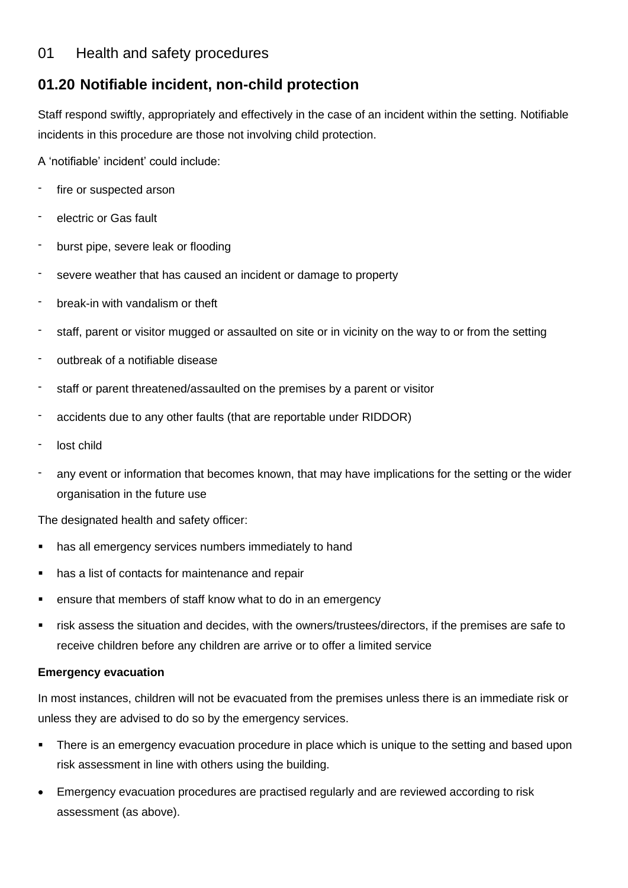## 01 Health and safety procedures

### 01.20 Notifiable incident, non-child protection

Staff respond swiftly, appropriately and effectively in the case of an incident within the setting. Notifiable incidents in this procedure are those not involving child protection.

A 'notifiable' incident' could include:

- fire or suspected arson
- electric or Gas fault
- burst pipe, severe leak or flooding
- severe weather that has caused an incident or damage to property
- break-in with vandalism or theft
- staff, parent or visitor mugged or assaulted on site or in vicinity on the way to or from the setting
- outbreak of a notifiable disease
- staff or parent threatened/assaulted on the premises by a parent or visitor
- accidents due to any other faults (that are reportable under RIDDOR)
- lost child
- any event or information that becomes known, that may have implications for the setting or the wider organisation in the future use

The designated health and safety officer:

- has all emergency services numbers immediately to hand
- has a list of contacts for maintenance and repair
- ensure that members of staff know what to do in an emergency
- risk assess the situation and decides, with the owners/trustees/directors, if the premises are safe to receive children before any children are arrive or to offer a limited service

**Emergency evacuation**

In most instances, children will not be evacuated from the premises unless there is an immediate risk or unless they are advised to do so by the emergency services.

- There is an emergency evacuation procedure in place which is unique to the setting and based upon risk assessment in line with others using the building.
- Emergency evacuation procedures are practised regularly and are reviewed according to risk assessment (as above).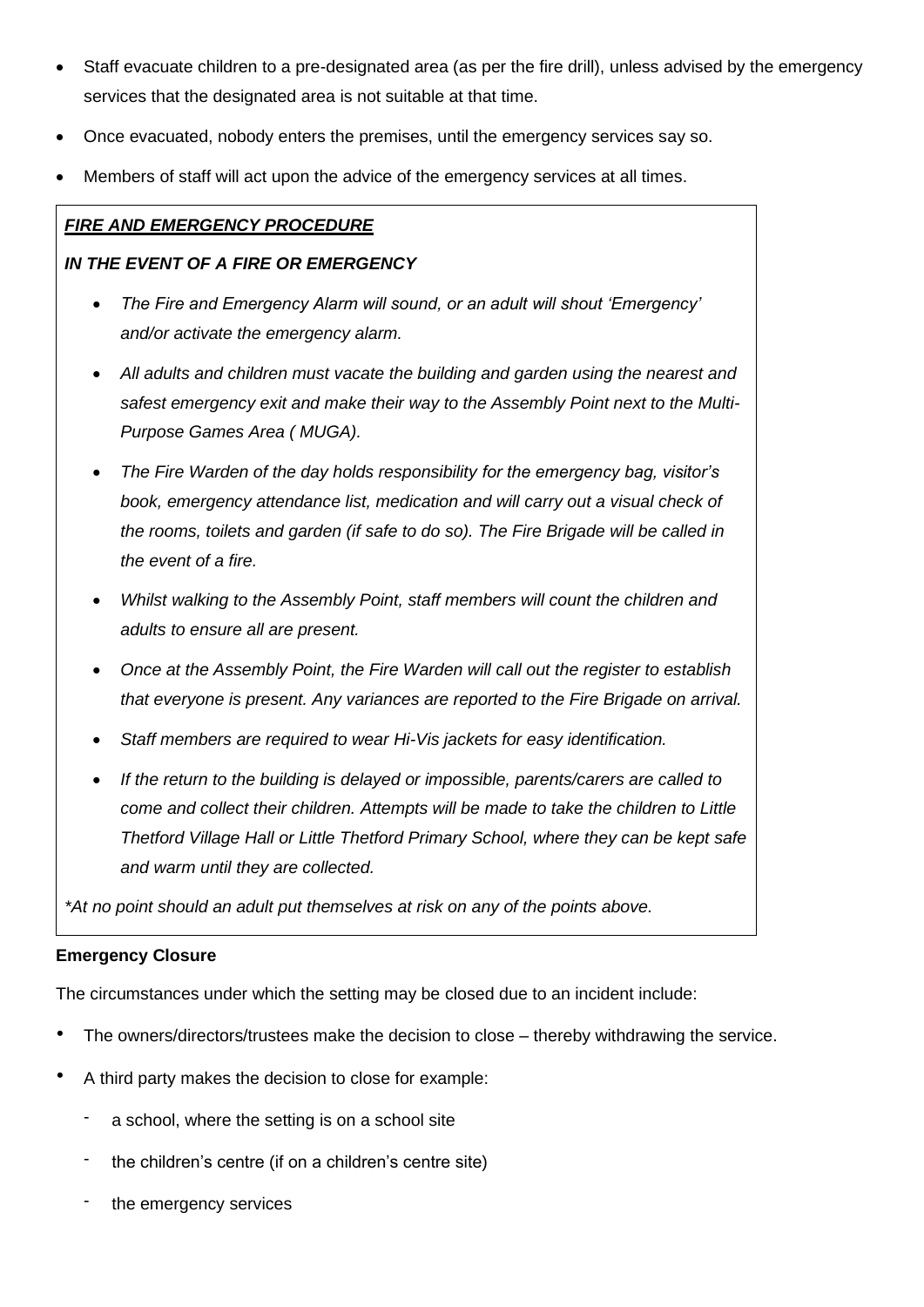- Staff evacuate children to a pre-designated area (as per the fire drill), unless advised by the emergency services that the designated area is not suitable at that time.
- Once evacuated, nobody enters the premises, until the emergency services say so.
- Members of staff will act upon the advice of the emergency services at all times.

***FIRE AND EMERGENCY PROCEDURE***

***IN THE EVENT OF A FIRE OR EMERGENCY***

- *The Fire and Emergency Alarm will sound, or an adult will shout 'Emergency' and/or activate the emergency alarm.*
- *All adults and children must vacate the building and garden using the nearest and safest emergency exit and make their way to the Assembly Point next to the Multi-Purpose Games Area ( MUGA).*
- *The Fire Warden of the day holds responsibility for the emergency bag, visitor's book, emergency attendance list, medication and will carry out a visual check of the rooms, toilets and garden (if safe to do so). The Fire Brigade will be called in the event of a fire.*
- *Whilst walking to the Assembly Point, staff members will count the children and adults to ensure all are present.*
- *Once at the Assembly Point, the Fire Warden will call out the register to establish that everyone is present. Any variances are reported to the Fire Brigade on arrival.*
- *Staff members are required to wear Hi-Vis jackets for easy identification.*
- *If the return to the building is delayed or impossible, parents/carers are called to come and collect their children. Attempts will be made to take the children to Little Thetford Village Hall or Little Thetford Primary School, where they can be kept safe and warm until they are collected.*

*\*At no point should an adult put themselves at risk on any of the points above.*

**Emergency Closure**

The circumstances under which the setting may be closed due to an incident include:

- The owners/directors/trustees make the decision to close – thereby withdrawing the service.
- A third party makes the decision to close for example:
  - a school, where the setting is on a school site
  - the children's centre (if on a children's centre site)
  - the emergency services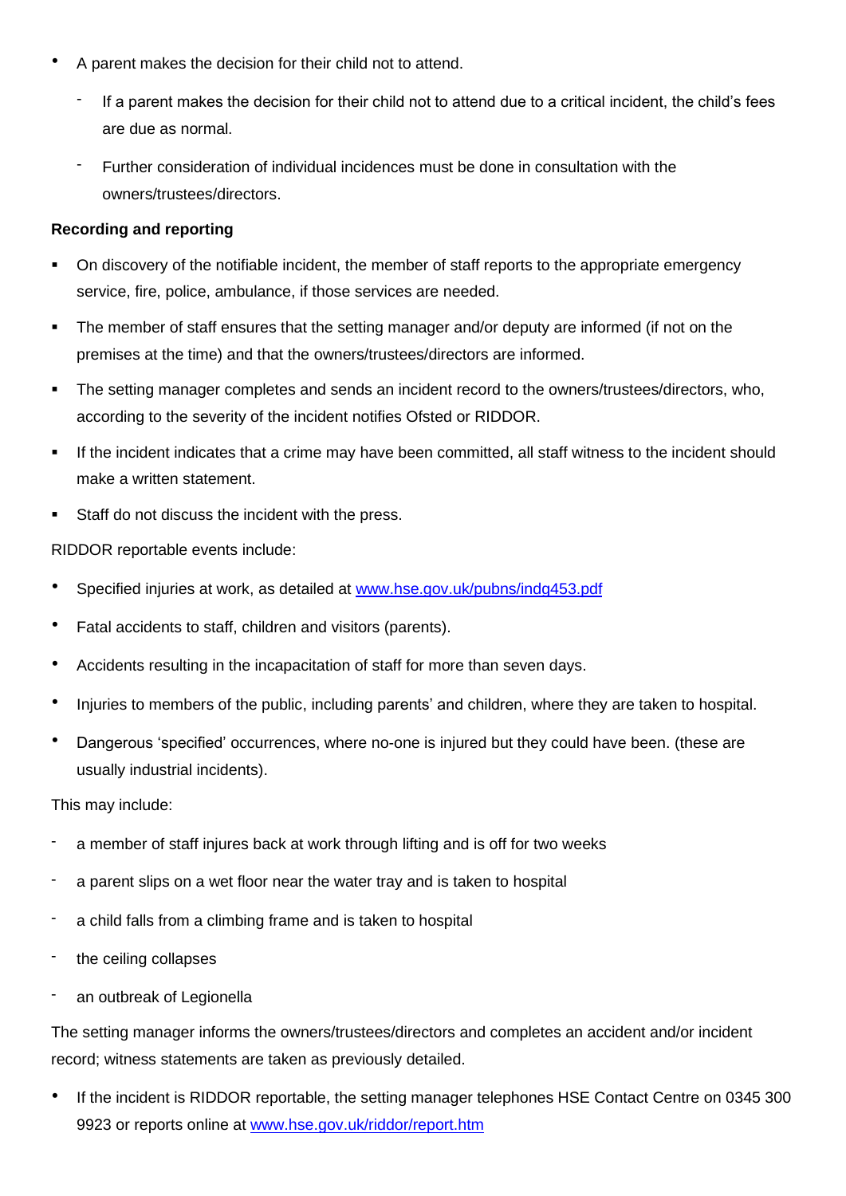- A parent makes the decision for their child not to attend.
  - If a parent makes the decision for their child not to attend due to a critical incident, the child's fees are due as normal.
  - Further consideration of individual incidences must be done in consultation with the owners/trustees/directors.

**Recording and reporting**

- On discovery of the notifiable incident, the member of staff reports to the appropriate emergency service, fire, police, ambulance, if those services are needed.
- The member of staff ensures that the setting manager and/or deputy are informed (if not on the premises at the time) and that the owners/trustees/directors are informed.
- The setting manager completes and sends an incident record to the owners/trustees/directors, who, according to the severity of the incident notifies Ofsted or RIDDOR.
- If the incident indicates that a crime may have been committed, all staff witness to the incident should make a written statement.
- Staff do not discuss the incident with the press.

RIDDOR reportable events include:

- Specified injuries at work, as detailed at [www.hse.gov.uk/pubns/indg453.pdf](www.hse.gov.uk/pubns/indg453.pdf)
- Fatal accidents to staff, children and visitors (parents).
- Accidents resulting in the incapacitation of staff for more than seven days.
- Injuries to members of the public, including parents' and children, where they are taken to hospital.
- Dangerous 'specified' occurrences, where no-one is injured but they could have been. (these are usually industrial incidents).

This may include:

- a member of staff injures back at work through lifting and is off for two weeks
- a parent slips on a wet floor near the water tray and is taken to hospital
- a child falls from a climbing frame and is taken to hospital
- the ceiling collapses
- an outbreak of Legionella

The setting manager informs the owners/trustees/directors and completes an accident and/or incident record; witness statements are taken as previously detailed.

- If the incident is RIDDOR reportable, the setting manager telephones HSE Contact Centre on 0345 300 9923 or reports online at [www.hse.gov.uk/riddor/report.htm](www.hse.gov.uk/riddor/report.htm)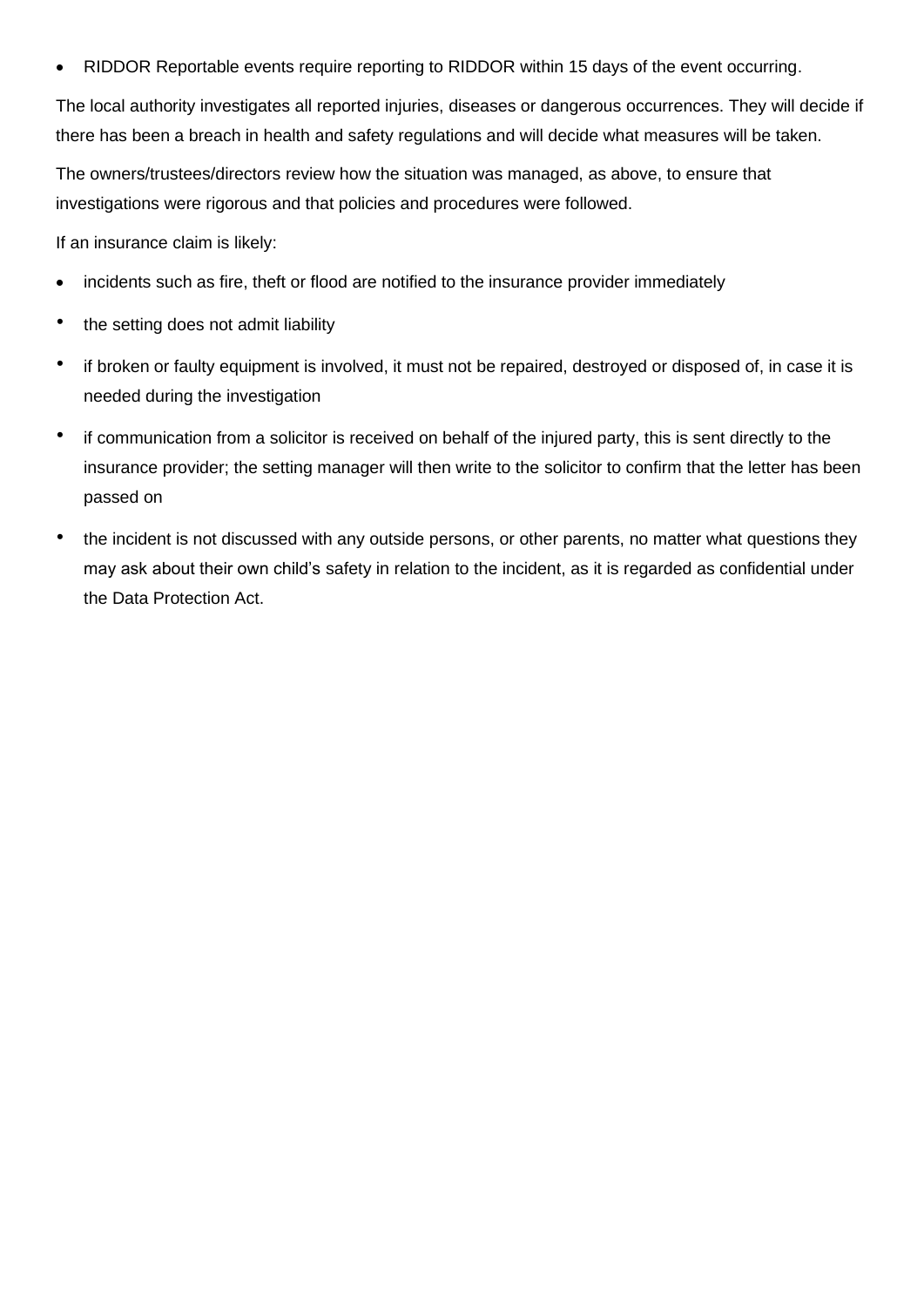- RIDDOR Reportable events require reporting to RIDDOR within 15 days of the event occurring.

The local authority investigates all reported injuries, diseases or dangerous occurrences. They will decide if there has been a breach in health and safety regulations and will decide what measures will be taken.

The owners/trustees/directors review how the situation was managed, as above, to ensure that investigations were rigorous and that policies and procedures were followed.

If an insurance claim is likely:

- incidents such as fire, theft or flood are notified to the insurance provider immediately
- the setting does not admit liability
- if broken or faulty equipment is involved, it must not be repaired, destroyed or disposed of, in case it is needed during the investigation
- if communication from a solicitor is received on behalf of the injured party, this is sent directly to the insurance provider; the setting manager will then write to the solicitor to confirm that the letter has been passed on
- the incident is not discussed with any outside persons, or other parents, no matter what questions they may ask about their own child's safety in relation to the incident, as it is regarded as confidential under the Data Protection Act.